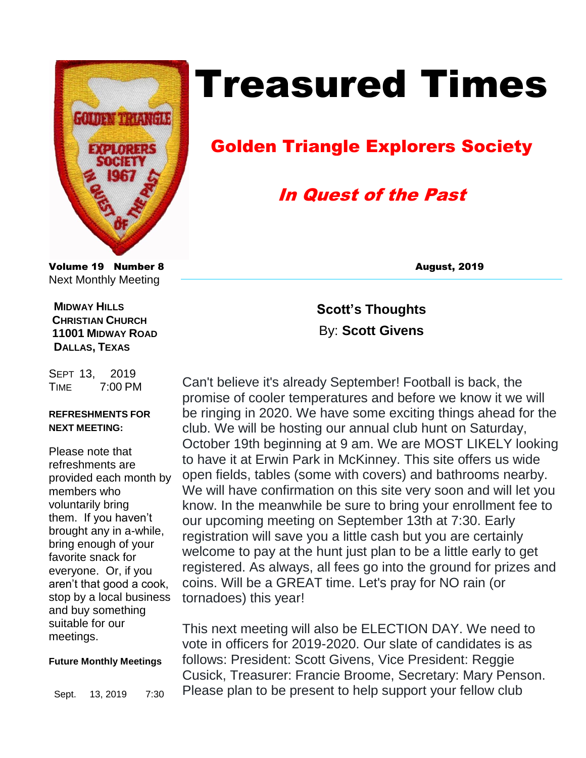# Treasured Times

## Golden Triangle Explorers Society

### *In Quest of the Past*

**Volume 19 Number 8**

**August, 2019**

Next Monthly Meeting

**MIDWAY HILLS CHRISTIAN CHURCH**
**11001 MIDWAY ROAD**
**DALLAS, TEXAS**

SEPT 13, 2019
TIME 7:00 PM

**REFRESHMENTS FOR NEXT MEETING:**

Please note that refreshments are provided each month by members who voluntarily bring them. If you haven't brought any in a-while, bring enough of your favorite snack for everyone. Or, if you aren't that good a cook, stop by a local business and buy something suitable for our meetings.

**Future Monthly Meetings**

Sept. 13, 2019 7:30

## Scott's Thoughts

By: **Scott Givens**

Can't believe it's already September! Football is back, the promise of cooler temperatures and before we know it we will be ringing in 2020. We have some exciting things ahead for the club. We will be hosting our annual club hunt on Saturday, October 19th beginning at 9 am. We are MOST LIKELY looking to have it at Erwin Park in McKinney. This site offers us wide open fields, tables (some with covers) and bathrooms nearby. We will have confirmation on this site very soon and will let you know. In the meanwhile be sure to bring your enrollment fee to our upcoming meeting on September 13th at 7:30. Early registration will save you a little cash but you are certainly welcome to pay at the hunt just plan to be a little early to get registered. As always, all fees go into the ground for prizes and coins. Will be a GREAT time. Let's pray for NO rain (or tornadoes) this year!

This next meeting will also be ELECTION DAY. We need to vote in officers for 2019-2020. Our slate of candidates is as follows: President: Scott Givens, Vice President: Reggie Cusick, Treasurer: Francie Broome, Secretary: Mary Penson. Please plan to be present to help support your fellow club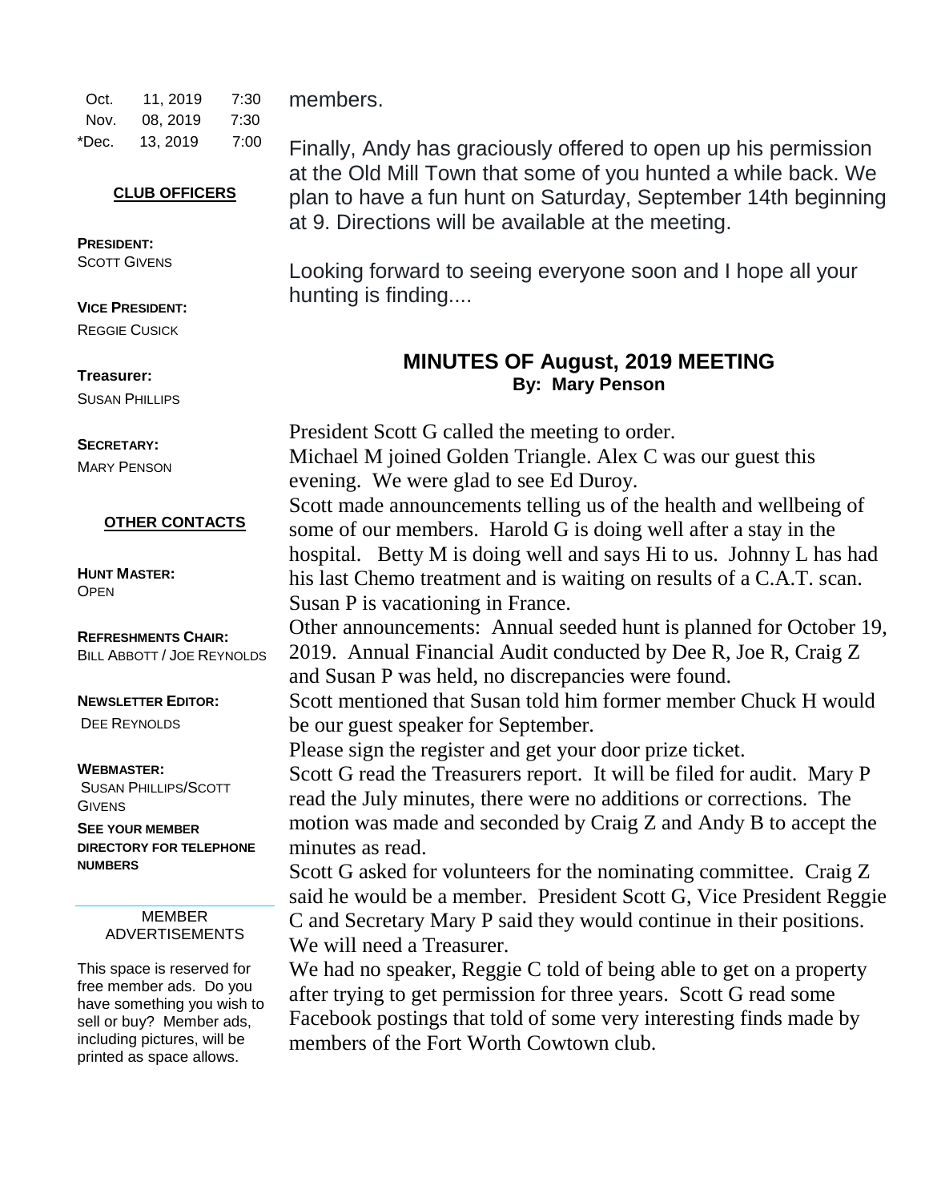| Oct. | 11, 2019 | 7:30 |
|---|---|---|
| Nov. | 08, 2019 | 7:30 |
| *Dec. | 13, 2019 | 7:00 |

**CLUB OFFICERS**

**PRESIDENT:**
SCOTT GIVENS

**VICE PRESIDENT:**
REGGIE CUSICK

**Treasurer:**
SUSAN PHILLIPS

**SECRETARY:**
MARY PENSON

**OTHER CONTACTS**

**HUNT MASTER:**
OPEN

**REFRESHMENTS CHAIR:**
BILL ABBOTT / JOE REYNOLDS

**NEWSLETTER EDITOR:**
DEE REYNOLDS

**WEBMASTER:**
SUSAN PHILLIPS/SCOTT GIVENS

**SEE YOUR MEMBER DIRECTORY FOR TELEPHONE NUMBERS**

MEMBER ADVERTISEMENTS

This space is reserved for free member ads. Do you have something you wish to sell or buy? Member ads, including pictures, will be printed as space allows.

members.

Finally, Andy has graciously offered to open up his permission at the Old Mill Town that some of you hunted a while back. We plan to have a fun hunt on Saturday, September 14th beginning at 9. Directions will be available at the meeting.

Looking forward to seeing everyone soon and I hope all your hunting is finding....

## MINUTES OF August, 2019 MEETING

**By: Mary Penson**

President Scott G called the meeting to order.
Michael M joined Golden Triangle. Alex C was our guest this evening. We were glad to see Ed Duroy.
Scott made announcements telling us of the health and wellbeing of some of our members. Harold G is doing well after a stay in the hospital. Betty M is doing well and says Hi to us. Johnny L has had his last Chemo treatment and is waiting on results of a C.A.T. scan. Susan P is vacationing in France.
Other announcements: Annual seeded hunt is planned for October 19, 2019. Annual Financial Audit conducted by Dee R, Joe R, Craig Z and Susan P was held, no discrepancies were found.
Scott mentioned that Susan told him former member Chuck H would be our guest speaker for September.
Please sign the register and get your door prize ticket.
Scott G read the Treasurers report. It will be filed for audit. Mary P read the July minutes, there were no additions or corrections. The motion was made and seconded by Craig Z and Andy B to accept the minutes as read.
Scott G asked for volunteers for the nominating committee. Craig Z said he would be a member. President Scott G, Vice President Reggie C and Secretary Mary P said they would continue in their positions. We will need a Treasurer.
We had no speaker, Reggie C told of being able to get on a property after trying to get permission for three years. Scott G read some Facebook postings that told of some very interesting finds made by members of the Fort Worth Cowtown club.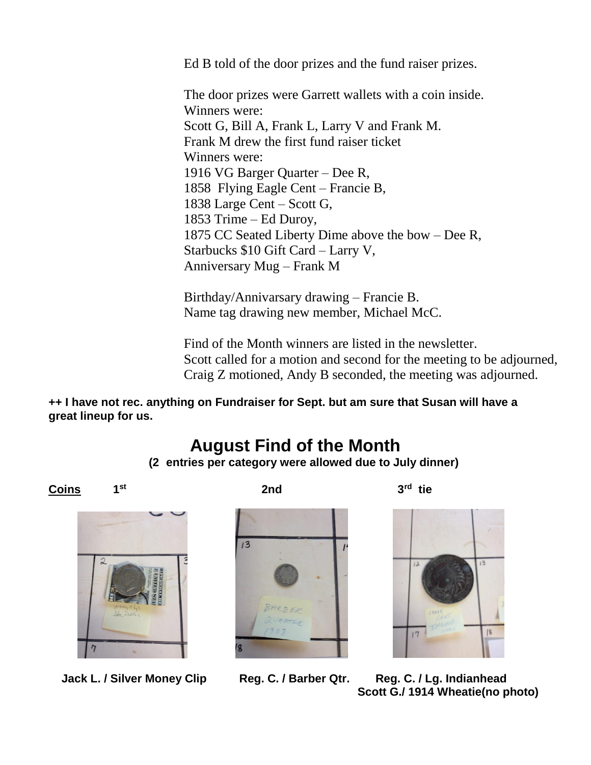Ed B told of the door prizes and the fund raiser prizes.

The door prizes were Garrett wallets with a coin inside.
Winners were:
Scott G, Bill A, Frank L, Larry V and Frank M.
Frank M drew the first fund raiser ticket
Winners were:
1916 VG Barger Quarter – Dee R,
1858 Flying Eagle Cent – Francie B,
1838 Large Cent – Scott G,
1853 Trime – Ed Duroy,
1875 CC Seated Liberty Dime above the bow – Dee R,
Starbucks $10 Gift Card – Larry V,
Anniversary Mug – Frank M

Birthday/Annivarsary drawing – Francie B.
Name tag drawing new member, Michael McC.

Find of the Month winners are listed in the newsletter.
Scott called for a motion and second for the meeting to be adjourned, Craig Z motioned, Andy B seconded, the meeting was adjourned.

**++ I have not rec. anything on Fundraiser for Sept. but am sure that Susan will have a great lineup for us.**

## August Find of the Month

**(2 entries per category were allowed due to July dinner)**

**Coins** 1st 2nd 3rd tie

**Jack L. / Silver Money Clip** **Reg. C. / Barber Qtr.** **Reg. C. / Lg. Indianhead**
**Scott G./ 1914 Wheatie(no photo)**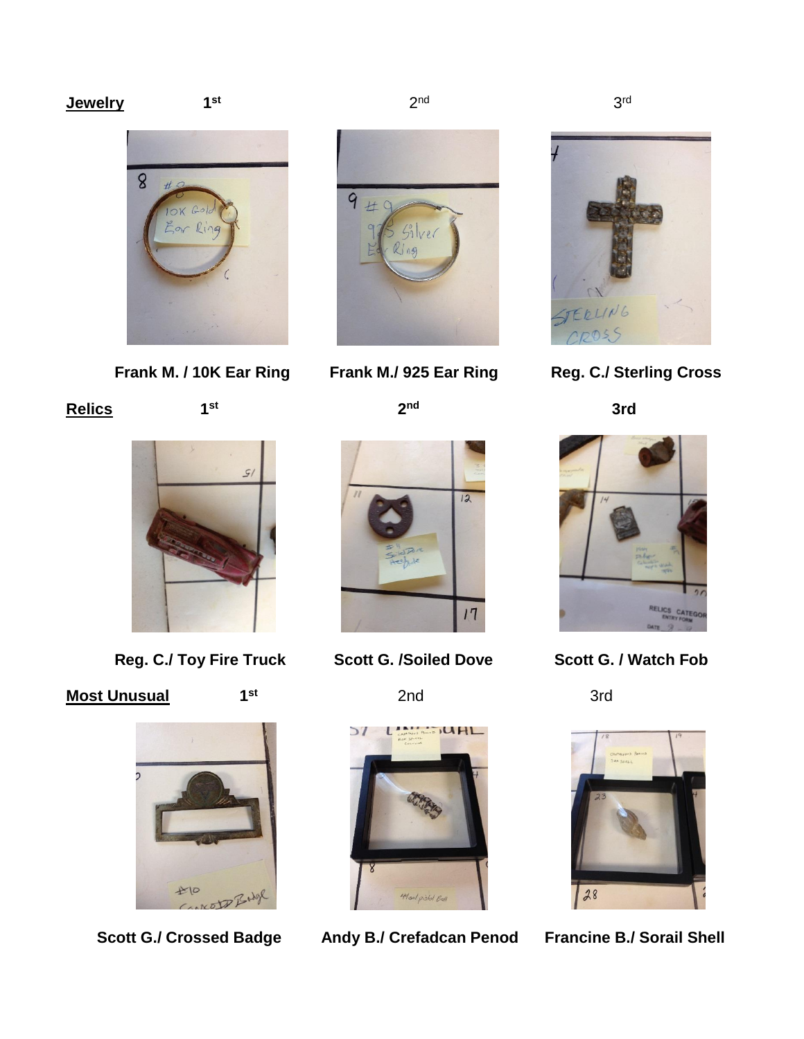**Jewelry** 1st 2nd 3rd

Frank M. / 10K Ear Ring Frank M./ 925 Ear Ring Reg. C./ Sterling Cross

**Relics** 1st 2nd 3rd

Reg. C./ Toy Fire Truck Scott G. /Soiled Dove Scott G. / Watch Fob

**Most Unusual** 1st 2nd 3rd

Scott G./ Crossed Badge Andy B./ Crefadcan Penod Francine B./ Sorail Shell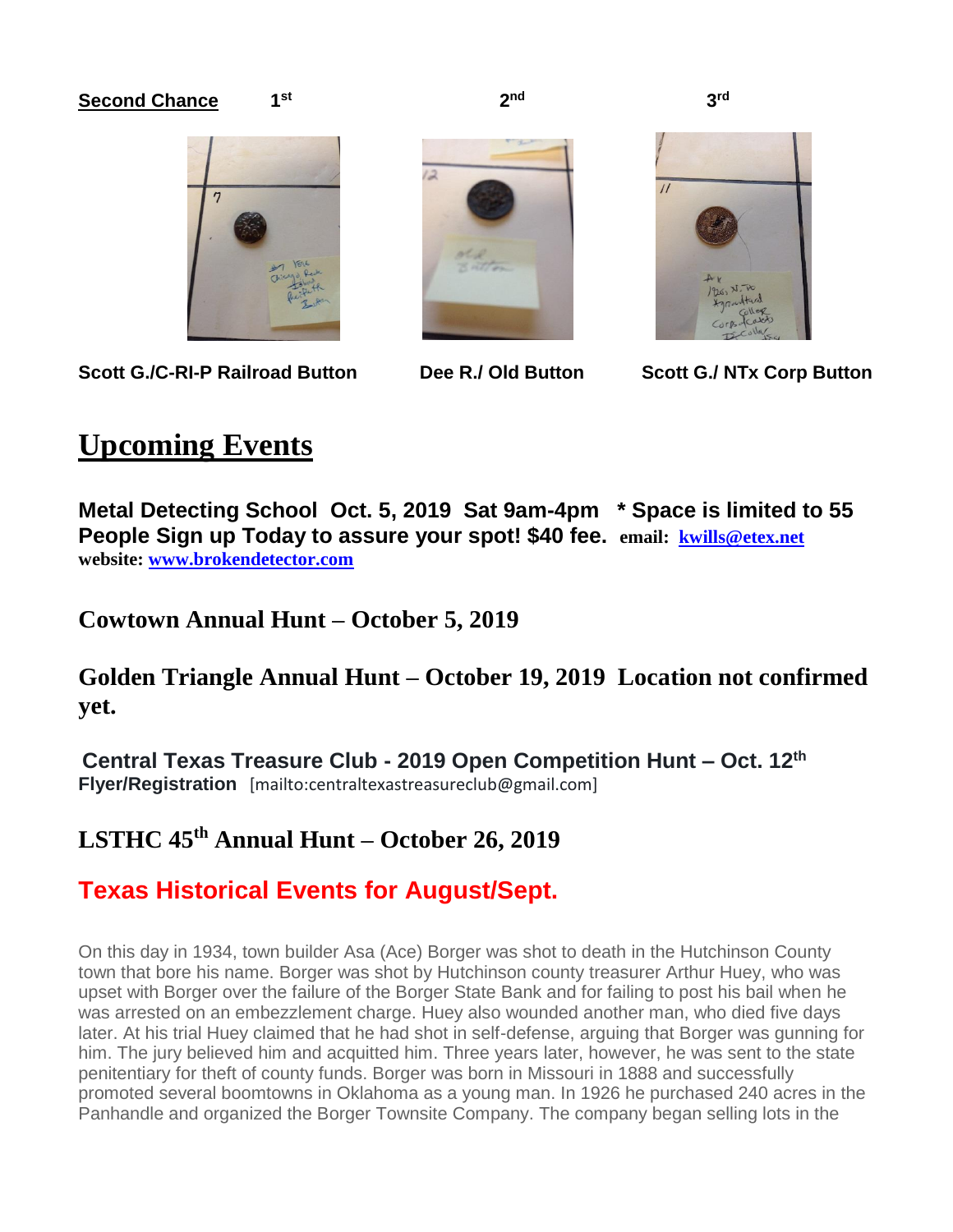**Second Chance** 1st 2nd 3rd

**Scott G./C-RI-P Railroad Button** **Dee R./ Old Button** **Scott G./ NTx Corp Button**

# Upcoming Events

**Metal Detecting School Oct. 5, 2019 Sat 9am-4pm * Space is limited to 55 People Sign up Today to assure your spot! $40 fee.** **email: kwills@etex.net**
**website: www.brokendetector.com**

## Cowtown Annual Hunt – October 5, 2019

## Golden Triangle Annual Hunt – October 19, 2019 Location not confirmed yet.

**Central Texas Treasure Club - 2019 Open Competition Hunt – Oct. 12th**
**Flyer/Registration** [mailto:centraltexastreasureclub@gmail.com]

## LSTHC 45th Annual Hunt – October 26, 2019

## Texas Historical Events for August/Sept.

On this day in 1934, town builder Asa (Ace) Borger was shot to death in the Hutchinson County town that bore his name. Borger was shot by Hutchinson county treasurer Arthur Huey, who was upset with Borger over the failure of the Borger State Bank and for failing to post his bail when he was arrested on an embezzlement charge. Huey also wounded another man, who died five days later. At his trial Huey claimed that he had shot in self-defense, arguing that Borger was gunning for him. The jury believed him and acquitted him. Three years later, however, he was sent to the state penitentiary for theft of county funds. Borger was born in Missouri in 1888 and successfully promoted several boomtowns in Oklahoma as a young man. In 1926 he purchased 240 acres in the Panhandle and organized the Borger Townsite Company. The company began selling lots in the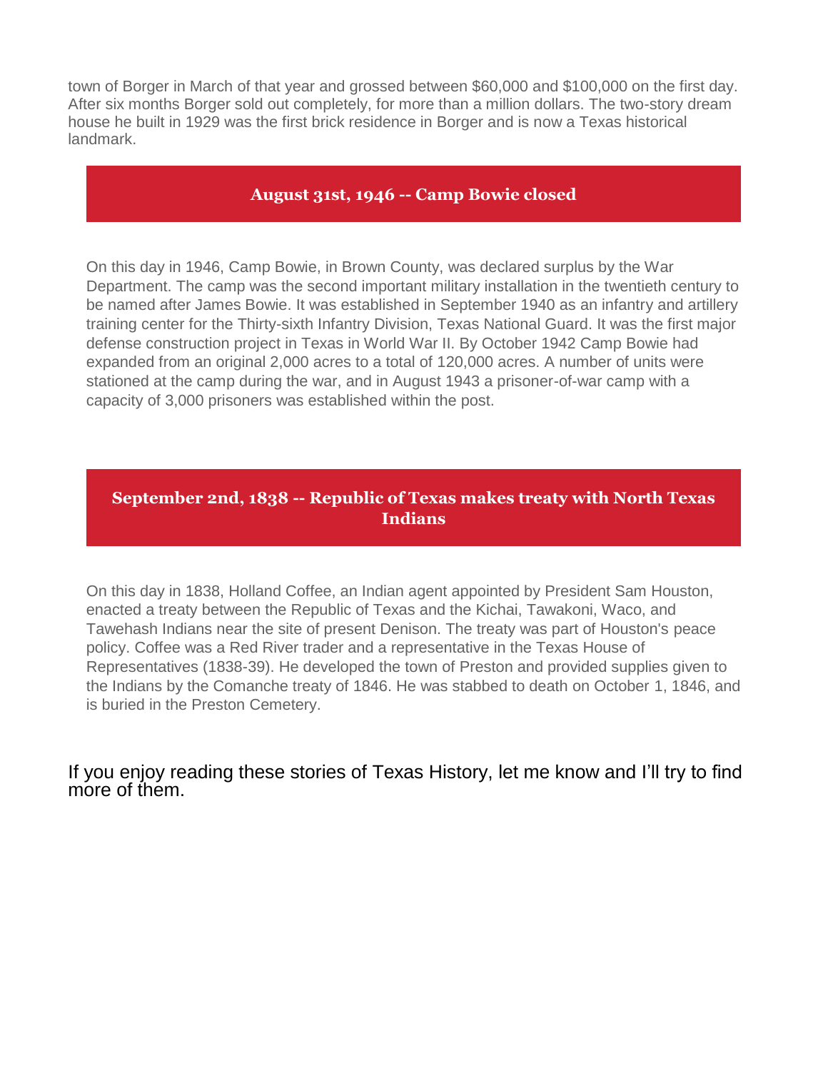town of Borger in March of that year and grossed between $60,000 and $100,000 on the first day. After six months Borger sold out completely, for more than a million dollars. The two-story dream house he built in 1929 was the first brick residence in Borger and is now a Texas historical landmark.

## August 31st, 1946 -- Camp Bowie closed

On this day in 1946, Camp Bowie, in Brown County, was declared surplus by the War Department. The camp was the second important military installation in the twentieth century to be named after James Bowie. It was established in September 1940 as an infantry and artillery training center for the Thirty-sixth Infantry Division, Texas National Guard. It was the first major defense construction project in Texas in World War II. By October 1942 Camp Bowie had expanded from an original 2,000 acres to a total of 120,000 acres. A number of units were stationed at the camp during the war, and in August 1943 a prisoner-of-war camp with a capacity of 3,000 prisoners was established within the post.

## September 2nd, 1838 -- Republic of Texas makes treaty with North Texas Indians

On this day in 1838, Holland Coffee, an Indian agent appointed by President Sam Houston, enacted a treaty between the Republic of Texas and the Kichai, Tawakoni, Waco, and Tawehash Indians near the site of present Denison. The treaty was part of Houston's peace policy. Coffee was a Red River trader and a representative in the Texas House of Representatives (1838-39). He developed the town of Preston and provided supplies given to the Indians by the Comanche treaty of 1846. He was stabbed to death on October 1, 1846, and is buried in the Preston Cemetery.

If you enjoy reading these stories of Texas History, let me know and I'll try to find more of them.